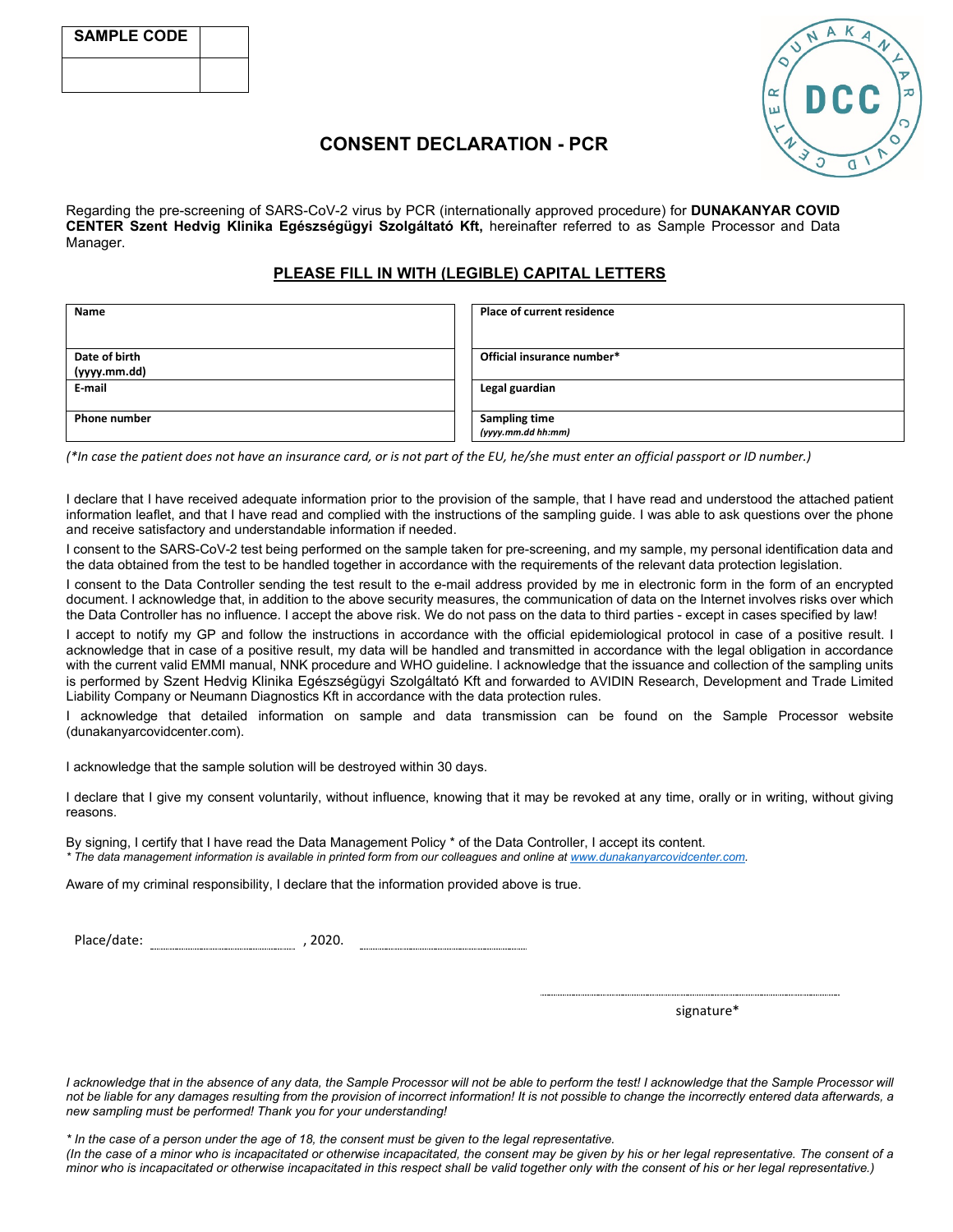| SAMPLE CODE | |
| --- | --- |
| | |

# CONSENT DECLARATION - PCR

Regarding the pre-screening of SARS-CoV-2 virus by PCR (internationally approved procedure) for **DUNAKANYAR COVID CENTER Szent Hedvig Klinika Egészségügyi Szolgáltató Kft,** hereinafter referred to as Sample Processor and Data Manager.

## PLEASE FILL IN WITH (LEGIBLE) CAPITAL LETTERS

| **Name** | **Place of current residence** |
| --- | --- |
| **Date of birth (yyyy.mm.dd)** | **Official insurance number*** |
| **E-mail** | **Legal guardian** |
| **Phone number** | **Sampling time** *(yyyy.mm.dd hh:mm)* |

*(*In case the patient does not have an insurance card, or is not part of the EU, he/she must enter an official passport or ID number.)*

I declare that I have received adequate information prior to the provision of the sample, that I have read and understood the attached patient information leaflet, and that I have read and complied with the instructions of the sampling guide. I was able to ask questions over the phone and receive satisfactory and understandable information if needed.

I consent to the SARS-CoV-2 test being performed on the sample taken for pre-screening, and my sample, my personal identification data and the data obtained from the test to be handled together in accordance with the requirements of the relevant data protection legislation.

I consent to the Data Controller sending the test result to the e-mail address provided by me in electronic form in the form of an encrypted document. I acknowledge that, in addition to the above security measures, the communication of data on the Internet involves risks over which the Data Controller has no influence. I accept the above risk. We do not pass on the data to third parties - except in cases specified by law!

I accept to notify my GP and follow the instructions in accordance with the official epidemiological protocol in case of a positive result. I acknowledge that in case of a positive result, my data will be handled and transmitted in accordance with the legal obligation in accordance with the current valid EMMI manual, NNK procedure and WHO guideline. I acknowledge that the issuance and collection of the sampling units is performed by Szent Hedvig Klinika Egészségügyi Szolgáltató Kft and forwarded to AVIDIN Research, Development and Trade Limited Liability Company or Neumann Diagnostics Kft in accordance with the data protection rules.

I acknowledge that detailed information on sample and data transmission can be found on the Sample Processor website (dunakanyarcovidcenter.com).

I acknowledge that the sample solution will be destroyed within 30 days.

I declare that I give my consent voluntarily, without influence, knowing that it may be revoked at any time, orally or in writing, without giving reasons.

By signing, I certify that I have read the Data Management Policy * of the Data Controller, I accept its content.
*\* The data management information is available in printed form from our colleagues and online at [www.dunakanyarcovidcenter.com](http://www.dunakanyarcovidcenter.com).*

Aware of my criminal responsibility, I declare that the information provided above is true.

Place/date: ........................................ , 2020. ..................................................

..............................................................................

signature*

*I acknowledge that in the absence of any data, the Sample Processor will not be able to perform the test! I acknowledge that the Sample Processor will not be liable for any damages resulting from the provision of incorrect information! It is not possible to change the incorrectly entered data afterwards, a new sampling must be performed! Thank you for your understanding!*

*\* In the case of a person under the age of 18, the consent must be given to the legal representative.*
*(In the case of a minor who is incapacitated or otherwise incapacitated, the consent may be given by his or her legal representative. The consent of a minor who is incapacitated or otherwise incapacitated in this respect shall be valid together only with the consent of his or her legal representative.)*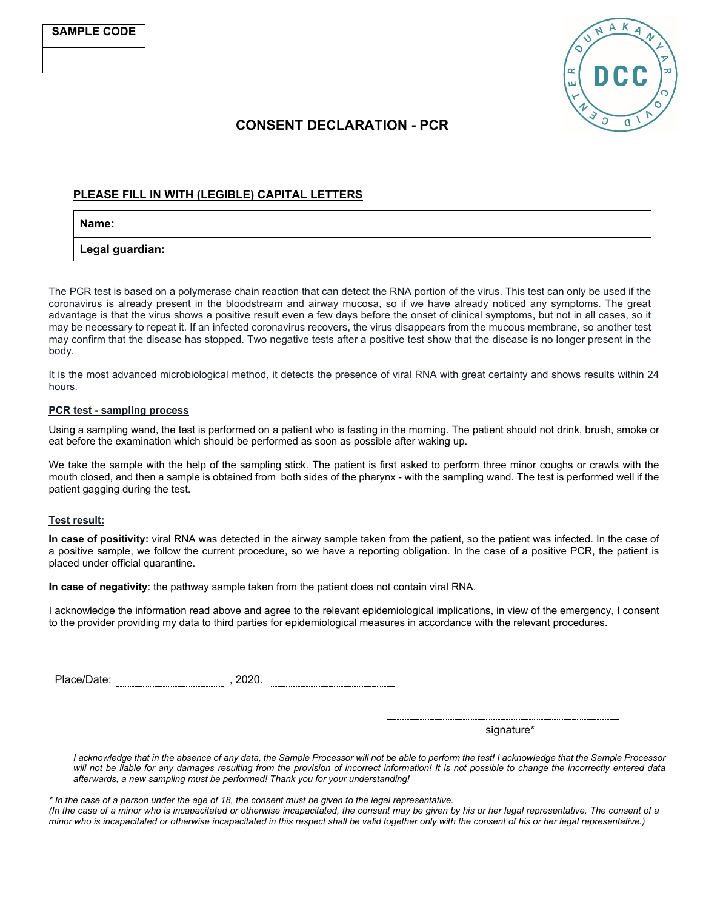| SAMPLE CODE |
| --- |
| |

DUNAKANYAR COVID CENTER

DCC

# CONSENT DECLARATION - PCR

**PLEASE FILL IN WITH (LEGIBLE) CAPITAL LETTERS**

| | |
| --- | --- |
| **Name:** | |
| **Legal guardian:** | |

The PCR test is based on a polymerase chain reaction that can detect the RNA portion of the virus. This test can only be used if the coronavirus is already present in the bloodstream and airway mucosa, so if we have already noticed any symptoms. The great advantage is that the virus shows a positive result even a few days before the onset of clinical symptoms, but not in all cases, so it may be necessary to repeat it. If an infected coronavirus recovers, the virus disappears from the mucous membrane, so another test may confirm that the disease has stopped. Two negative tests after a positive test show that the disease is no longer present in the body.

It is the most advanced microbiological method, it detects the presence of viral RNA with great certainty and shows results within 24 hours.

**PCR test - sampling process**

Using a sampling wand, the test is performed on a patient who is fasting in the morning. The patient should not drink, brush, smoke or eat before the examination which should be performed as soon as possible after waking up.

We take the sample with the help of the sampling stick. The patient is first asked to perform three minor coughs or crawls with the mouth closed, and then a sample is obtained from both sides of the pharynx - with the sampling wand. The test is performed well if the patient gagging during the test.

**Test result:**

**In case of positivity:** viral RNA was detected in the airway sample taken from the patient, so the patient was infected. In the case of a positive sample, we follow the current procedure, so we have a reporting obligation. In the case of a positive PCR, the patient is placed under official quarantine.

**In case of negativity**: the pathway sample taken from the patient does not contain viral RNA.

I acknowledge the information read above and agree to the relevant epidemiological implications, in view of the emergency, I consent to the provider providing my data to third parties for epidemiological measures in accordance with the relevant procedures.

Place/Date: .............................. , 2020. ..............................

..............................

signature*

*I acknowledge that in the absence of any data, the Sample Processor will not be able to perform the test! I acknowledge that the Sample Processor will not be liable for any damages resulting from the provision of incorrect information! It is not possible to change the incorrectly entered data afterwards, a new sampling must be performed! Thank you for your understanding!*

*\* In the case of a person under the age of 18, the consent must be given to the legal representative.*
*(In the case of a minor who is incapacitated or otherwise incapacitated, the consent may be given by his or her legal representative. The consent of a minor who is incapacitated or otherwise incapacitated in this respect shall be valid together only with the consent of his or her legal representative.)*